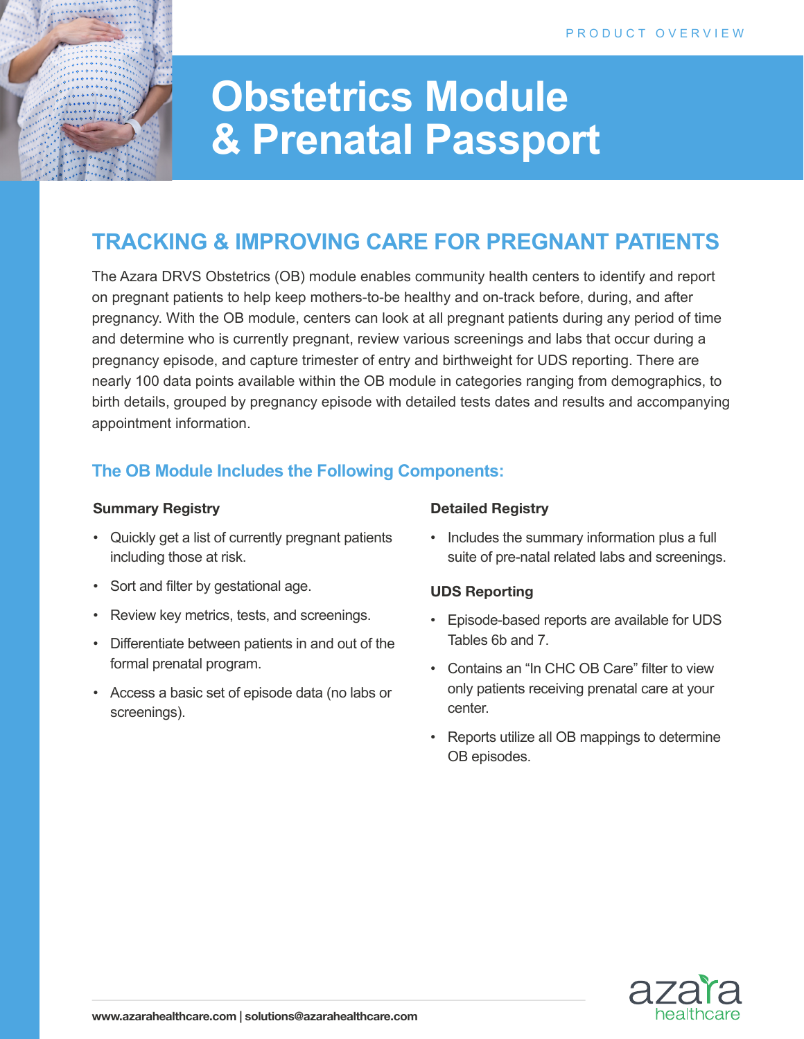PRODUCT OVERVIEW

# Obstetrics Module & Prenatal Passport

## TRACKING & IMPROVING CARE FOR PREGNANT PATIENTS

The Azara DRVS Obstetrics (OB) module enables community health centers to identify and report on pregnant patients to help keep mothers-to-be healthy and on-track before, during, and after pregnancy. With the OB module, centers can look at all pregnant patients during any period of time and determine who is currently pregnant, review various screenings and labs that occur during a pregnancy episode, and capture trimester of entry and birthweight for UDS reporting. There are nearly 100 data points available within the OB module in categories ranging from demographics, to birth details, grouped by pregnancy episode with detailed tests dates and results and accompanying appointment information.

### The OB Module Includes the Following Components:

**Summary Registry**

- Quickly get a list of currently pregnant patients including those at risk.
- Sort and filter by gestational age.
- Review key metrics, tests, and screenings.
- Differentiate between patients in and out of the formal prenatal program.
- Access a basic set of episode data (no labs or screenings).

**Detailed Registry**

- Includes the summary information plus a full suite of pre-natal related labs and screenings.

**UDS Reporting**

- Episode-based reports are available for UDS Tables 6b and 7.
- Contains an "In CHC OB Care" filter to view only patients receiving prenatal care at your center.
- Reports utilize all OB mappings to determine OB episodes.

www.azarahealthcare.com | solutions@azarahealthcare.com

azara healthcare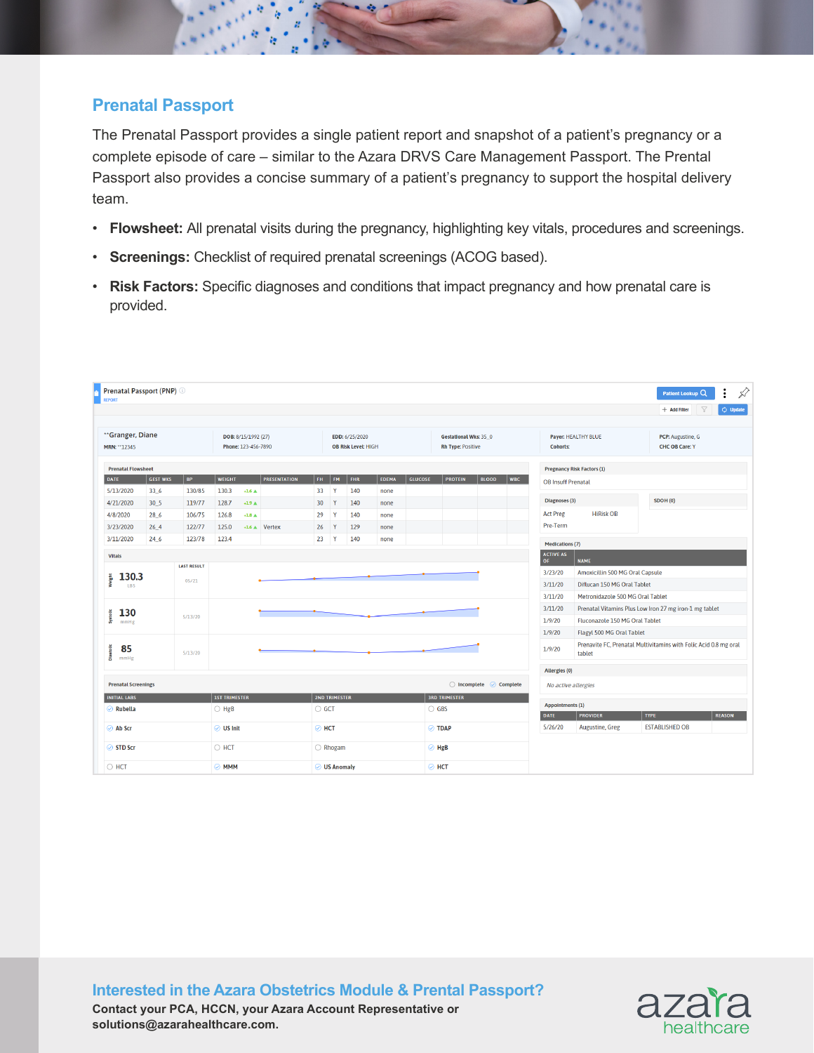## Prenatal Passport

The Prenatal Passport provides a single patient report and snapshot of a patient's pregnancy or a complete episode of care – similar to the Azara DRVS Care Management Passport. The Prental Passport also provides a concise summary of a patient's pregnancy to support the hospital delivery team.

- **Flowsheet:** All prenatal visits during the pregnancy, highlighting key vitals, procedures and screenings.
- **Screenings:** Checklist of required prenatal screenings (ACOG based).
- **Risk Factors:** Specific diagnoses and conditions that impact pregnancy and how prenatal care is provided.

## Interested in the Azara Obstetrics Module & Prental Passport?

**Contact your PCA, HCCN, your Azara Account Representative or solutions@azarahealthcare.com.**

azara healthcare